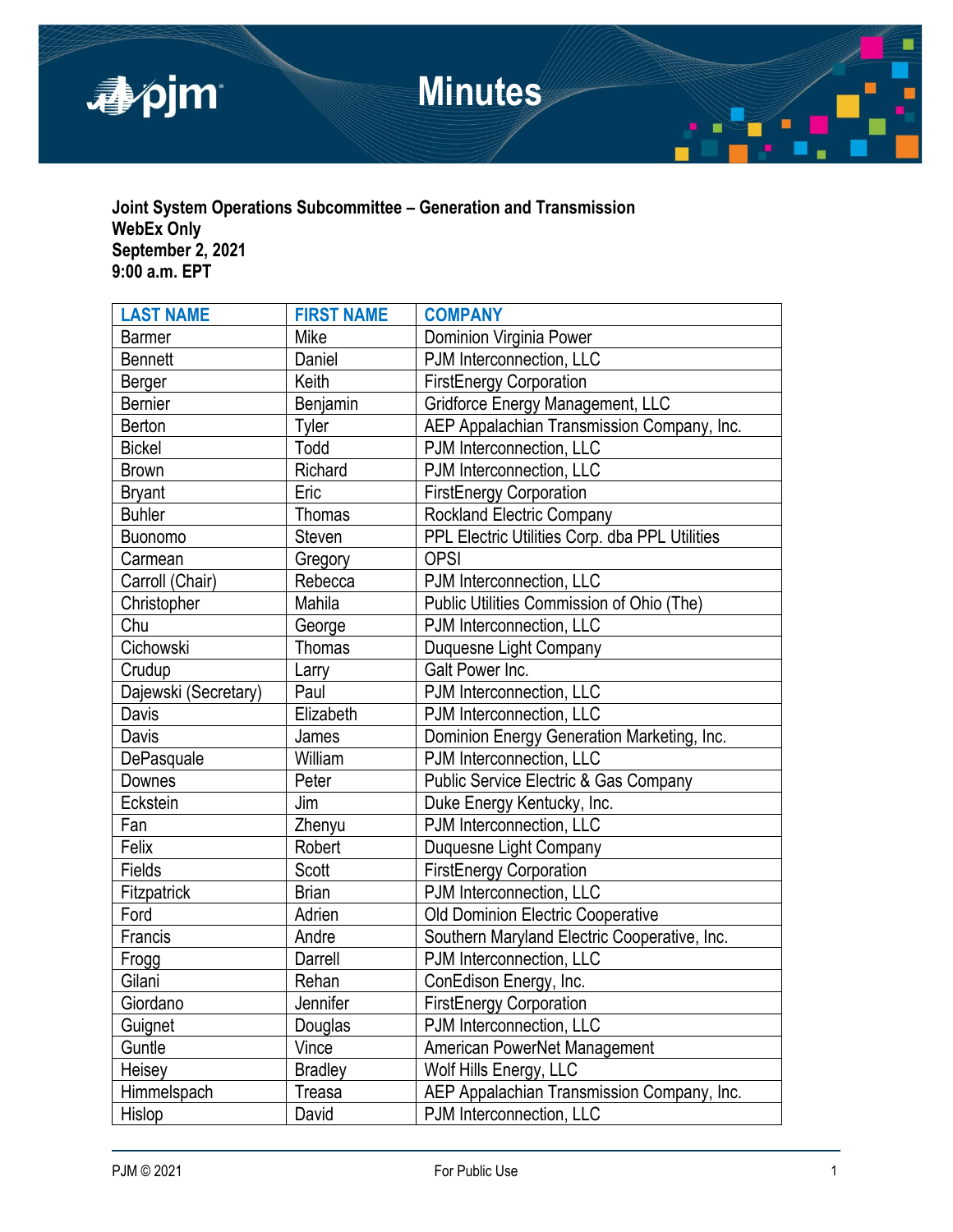# Minutes

**Joint System Operations Subcommittee – Generation and Transmission**
**WebEx Only**
**September 2, 2021**
**9:00 a.m. EPT**

| LAST NAME | FIRST NAME | COMPANY |
|---|---|---|
| Barmer | Mike | Dominion Virginia Power |
| Bennett | Daniel | PJM Interconnection, LLC |
| Berger | Keith | FirstEnergy Corporation |
| Bernier | Benjamin | Gridforce Energy Management, LLC |
| Berton | Tyler | AEP Appalachian Transmission Company, Inc. |
| Bickel | Todd | PJM Interconnection, LLC |
| Brown | Richard | PJM Interconnection, LLC |
| Bryant | Eric | FirstEnergy Corporation |
| Buhler | Thomas | Rockland Electric Company |
| Buonomo | Steven | PPL Electric Utilities Corp. dba PPL Utilities |
| Carmean | Gregory | OPSI |
| Carroll (Chair) | Rebecca | PJM Interconnection, LLC |
| Christopher | Mahila | Public Utilities Commission of Ohio (The) |
| Chu | George | PJM Interconnection, LLC |
| Cichowski | Thomas | Duquesne Light Company |
| Crudup | Larry | Galt Power Inc. |
| Dajewski (Secretary) | Paul | PJM Interconnection, LLC |
| Davis | Elizabeth | PJM Interconnection, LLC |
| Davis | James | Dominion Energy Generation Marketing, Inc. |
| DePasquale | William | PJM Interconnection, LLC |
| Downes | Peter | Public Service Electric & Gas Company |
| Eckstein | Jim | Duke Energy Kentucky, Inc. |
| Fan | Zhenyu | PJM Interconnection, LLC |
| Felix | Robert | Duquesne Light Company |
| Fields | Scott | FirstEnergy Corporation |
| Fitzpatrick | Brian | PJM Interconnection, LLC |
| Ford | Adrien | Old Dominion Electric Cooperative |
| Francis | Andre | Southern Maryland Electric Cooperative, Inc. |
| Frogg | Darrell | PJM Interconnection, LLC |
| Gilani | Rehan | ConEdison Energy, Inc. |
| Giordano | Jennifer | FirstEnergy Corporation |
| Guignet | Douglas | PJM Interconnection, LLC |
| Guntle | Vince | American PowerNet Management |
| Heisey | Bradley | Wolf Hills Energy, LLC |
| Himmelspach | Treasa | AEP Appalachian Transmission Company, Inc. |
| Hislop | David | PJM Interconnection, LLC |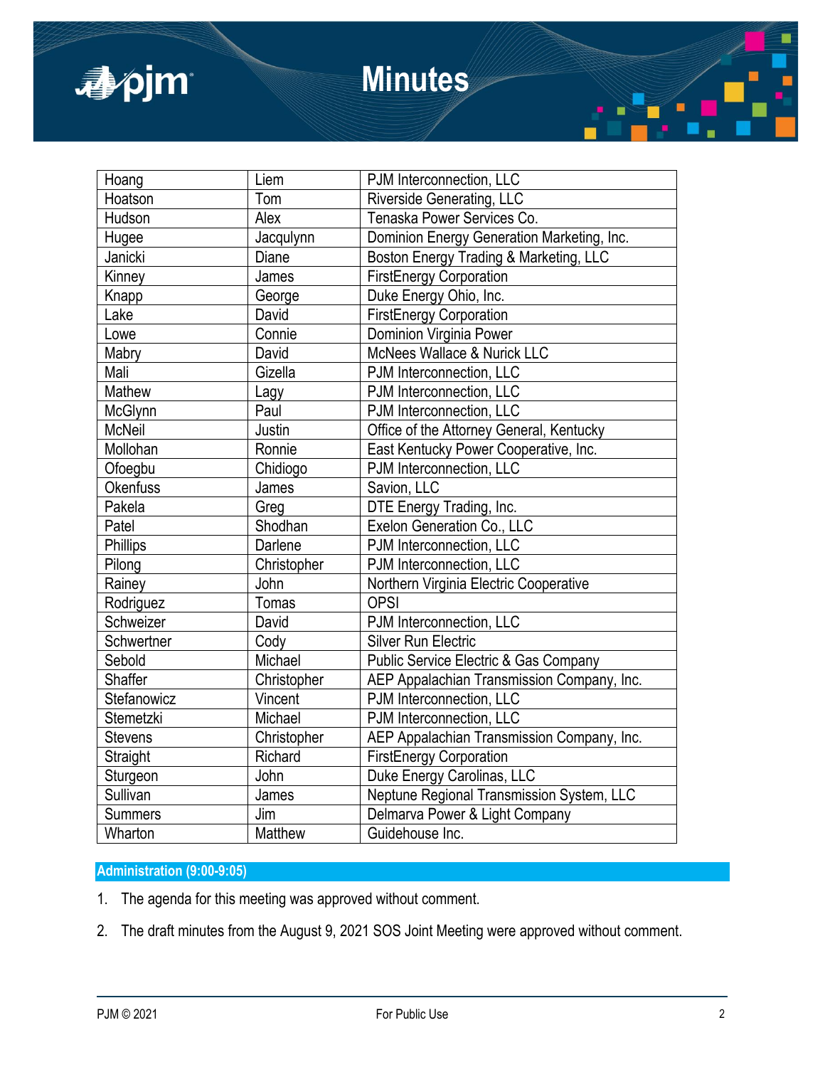| Hoang | Liem | PJM Interconnection, LLC |
|---|---|---|
| Hoatson | Tom | Riverside Generating, LLC |
| Hudson | Alex | Tenaska Power Services Co. |
| Hugee | Jacqulynn | Dominion Energy Generation Marketing, Inc. |
| Janicki | Diane | Boston Energy Trading & Marketing, LLC |
| Kinney | James | FirstEnergy Corporation |
| Knapp | George | Duke Energy Ohio, Inc. |
| Lake | David | FirstEnergy Corporation |
| Lowe | Connie | Dominion Virginia Power |
| Mabry | David | McNees Wallace & Nurick LLC |
| Mali | Gizella | PJM Interconnection, LLC |
| Mathew | Lagy | PJM Interconnection, LLC |
| McGlynn | Paul | PJM Interconnection, LLC |
| McNeil | Justin | Office of the Attorney General, Kentucky |
| Mollohan | Ronnie | East Kentucky Power Cooperative, Inc. |
| Ofoegbu | Chidiogo | PJM Interconnection, LLC |
| Okenfuss | James | Savion, LLC |
| Pakela | Greg | DTE Energy Trading, Inc. |
| Patel | Shodhan | Exelon Generation Co., LLC |
| Phillips | Darlene | PJM Interconnection, LLC |
| Pilong | Christopher | PJM Interconnection, LLC |
| Rainey | John | Northern Virginia Electric Cooperative |
| Rodriguez | Tomas | OPSI |
| Schweizer | David | PJM Interconnection, LLC |
| Schwertner | Cody | Silver Run Electric |
| Sebold | Michael | Public Service Electric & Gas Company |
| Shaffer | Christopher | AEP Appalachian Transmission Company, Inc. |
| Stefanowicz | Vincent | PJM Interconnection, LLC |
| Stemetzki | Michael | PJM Interconnection, LLC |
| Stevens | Christopher | AEP Appalachian Transmission Company, Inc. |
| Straight | Richard | FirstEnergy Corporation |
| Sturgeon | John | Duke Energy Carolinas, LLC |
| Sullivan | James | Neptune Regional Transmission System, LLC |
| Summers | Jim | Delmarva Power & Light Company |
| Wharton | Matthew | Guidehouse Inc. |

## Administration (9:00-9:05)

1. The agenda for this meeting was approved without comment.

2. The draft minutes from the August 9, 2021 SOS Joint Meeting were approved without comment.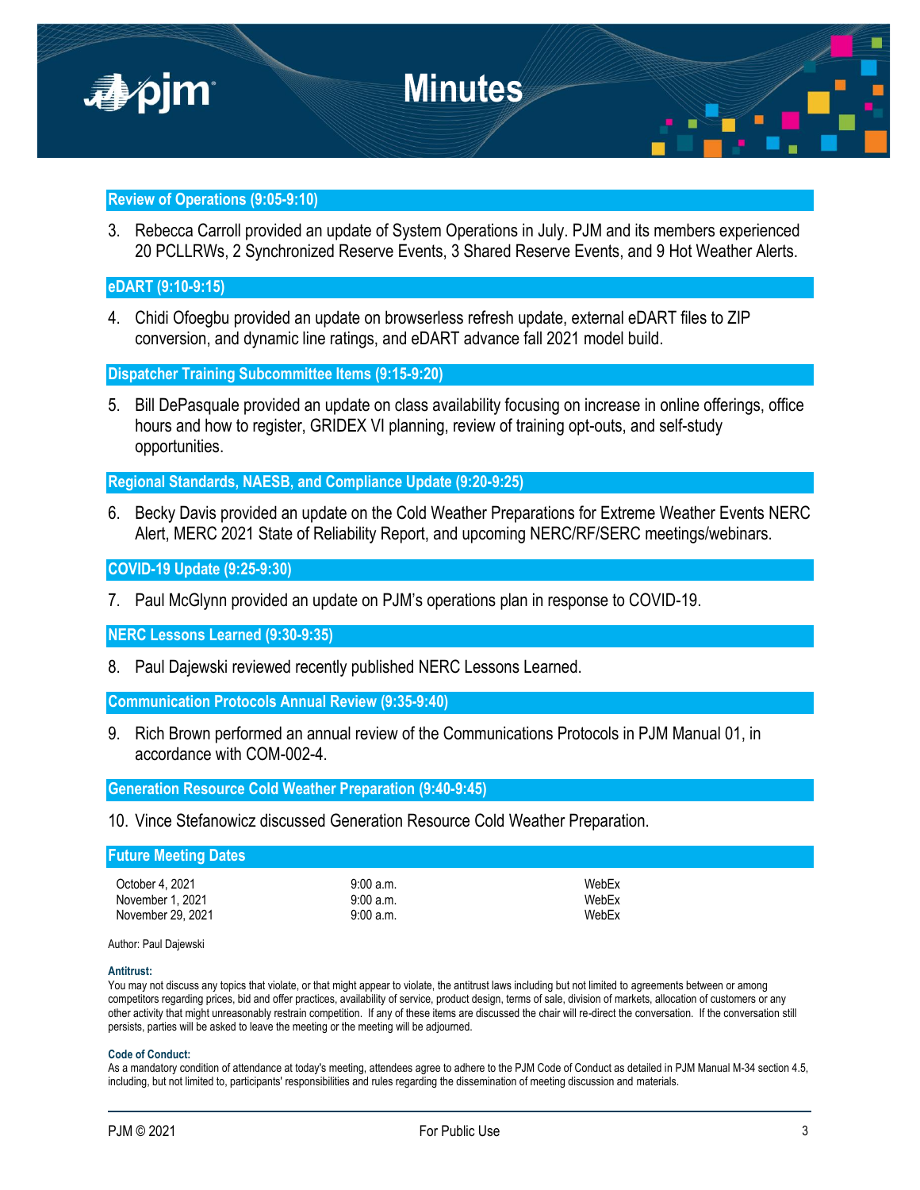## Review of Operations (9:05-9:10)

3. Rebecca Carroll provided an update of System Operations in July. PJM and its members experienced 20 PCLLRWs, 2 Synchronized Reserve Events, 3 Shared Reserve Events, and 9 Hot Weather Alerts.

## eDART (9:10-9:15)

4. Chidi Ofoegbu provided an update on browserless refresh update, external eDART files to ZIP conversion, and dynamic line ratings, and eDART advance fall 2021 model build.

## Dispatcher Training Subcommittee Items (9:15-9:20)

5. Bill DePasquale provided an update on class availability focusing on increase in online offerings, office hours and how to register, GRIDEX VI planning, review of training opt-outs, and self-study opportunities.

## Regional Standards, NAESB, and Compliance Update (9:20-9:25)

6. Becky Davis provided an update on the Cold Weather Preparations for Extreme Weather Events NERC Alert, MERC 2021 State of Reliability Report, and upcoming NERC/RF/SERC meetings/webinars.

## COVID-19 Update (9:25-9:30)

7. Paul McGlynn provided an update on PJM's operations plan in response to COVID-19.

## NERC Lessons Learned (9:30-9:35)

8. Paul Dajewski reviewed recently published NERC Lessons Learned.

## Communication Protocols Annual Review (9:35-9:40)

9. Rich Brown performed an annual review of the Communications Protocols in PJM Manual 01, in accordance with COM-002-4.

## Generation Resource Cold Weather Preparation (9:40-9:45)

10. Vince Stefanowicz discussed Generation Resource Cold Weather Preparation.

## Future Meeting Dates

| | | |
|---|---|---|
| October 4, 2021 | 9:00 a.m. | WebEx |
| November 1, 2021 | 9:00 a.m. | WebEx |
| November 29, 2021 | 9:00 a.m. | WebEx |

Author: Paul Dajewski

**Antitrust:**
You may not discuss any topics that violate, or that might appear to violate, the antitrust laws including but not limited to agreements between or among competitors regarding prices, bid and offer practices, availability of service, product design, terms of sale, division of markets, allocation of customers or any other activity that might unreasonably restrain competition. If any of these items are discussed the chair will re-direct the conversation. If the conversation still persists, parties will be asked to leave the meeting or the meeting will be adjourned.

**Code of Conduct:**
As a mandatory condition of attendance at today's meeting, attendees agree to adhere to the PJM Code of Conduct as detailed in PJM Manual M-34 section 4.5, including, but not limited to, participants' responsibilities and rules regarding the dissemination of meeting discussion and materials.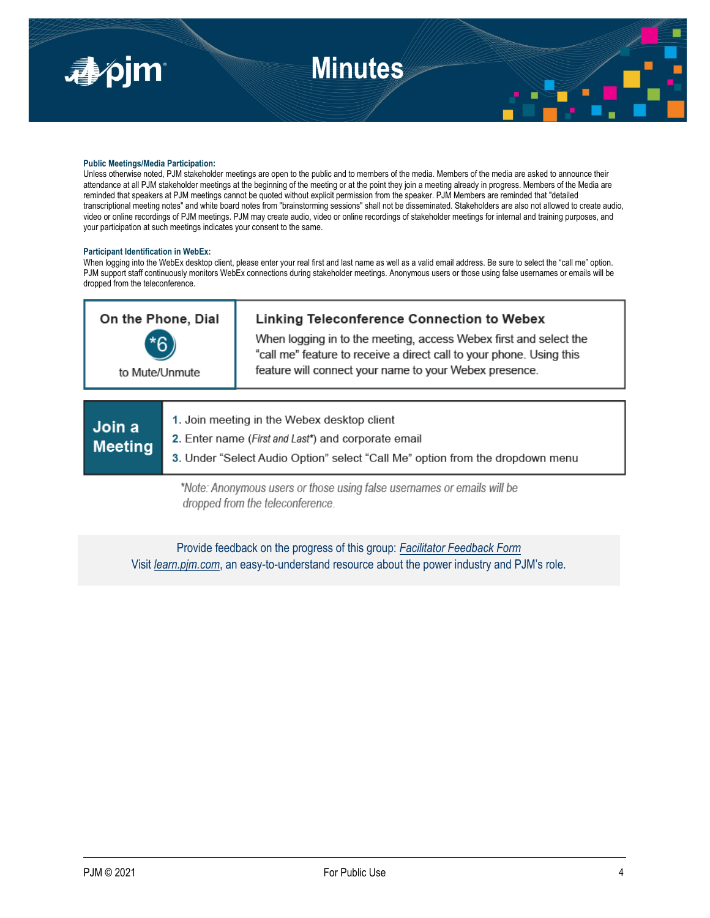**Public Meetings/Media Participation:**

Unless otherwise noted, PJM stakeholder meetings are open to the public and to members of the media. Members of the media are asked to announce their attendance at all PJM stakeholder meetings at the beginning of the meeting or at the point they join a meeting already in progress. Members of the Media are reminded that speakers at PJM meetings cannot be quoted without explicit permission from the speaker. PJM Members are reminded that "detailed transcriptional meeting notes" and white board notes from "brainstorming sessions" shall not be disseminated. Stakeholders are also not allowed to create audio, video or online recordings of PJM meetings. PJM may create audio, video or online recordings of stakeholder meetings for internal and training purposes, and your participation at such meetings indicates your consent to the same.

**Participant Identification in WebEx:**

When logging into the WebEx desktop client, please enter your real first and last name as well as a valid email address. Be sure to select the "call me" option. PJM support staff continuously monitors WebEx connections during stakeholder meetings. Anonymous users or those using false usernames or emails will be dropped from the teleconference.

| On the Phone, Dial | Linking Teleconference Connection to Webex |
| --- | --- |
| *6 to Mute/Unmute | When logging in to the meeting, access Webex first and select the "call me" feature to receive a direct call to your phone. Using this feature will connect your name to your Webex presence. |

**Join a Meeting**

1. Join meeting in the Webex desktop client
2. Enter name (*First and Last\**) and corporate email
3. Under "Select Audio Option" select "Call Me" option from the dropdown menu

*\*Note: Anonymous users or those using false usernames or emails will be dropped from the teleconference.*

Provide feedback on the progress of this group: *Facilitator Feedback Form*

Visit *learn.pjm.com*, an easy-to-understand resource about the power industry and PJM's role.

PJM © 2021 For Public Use